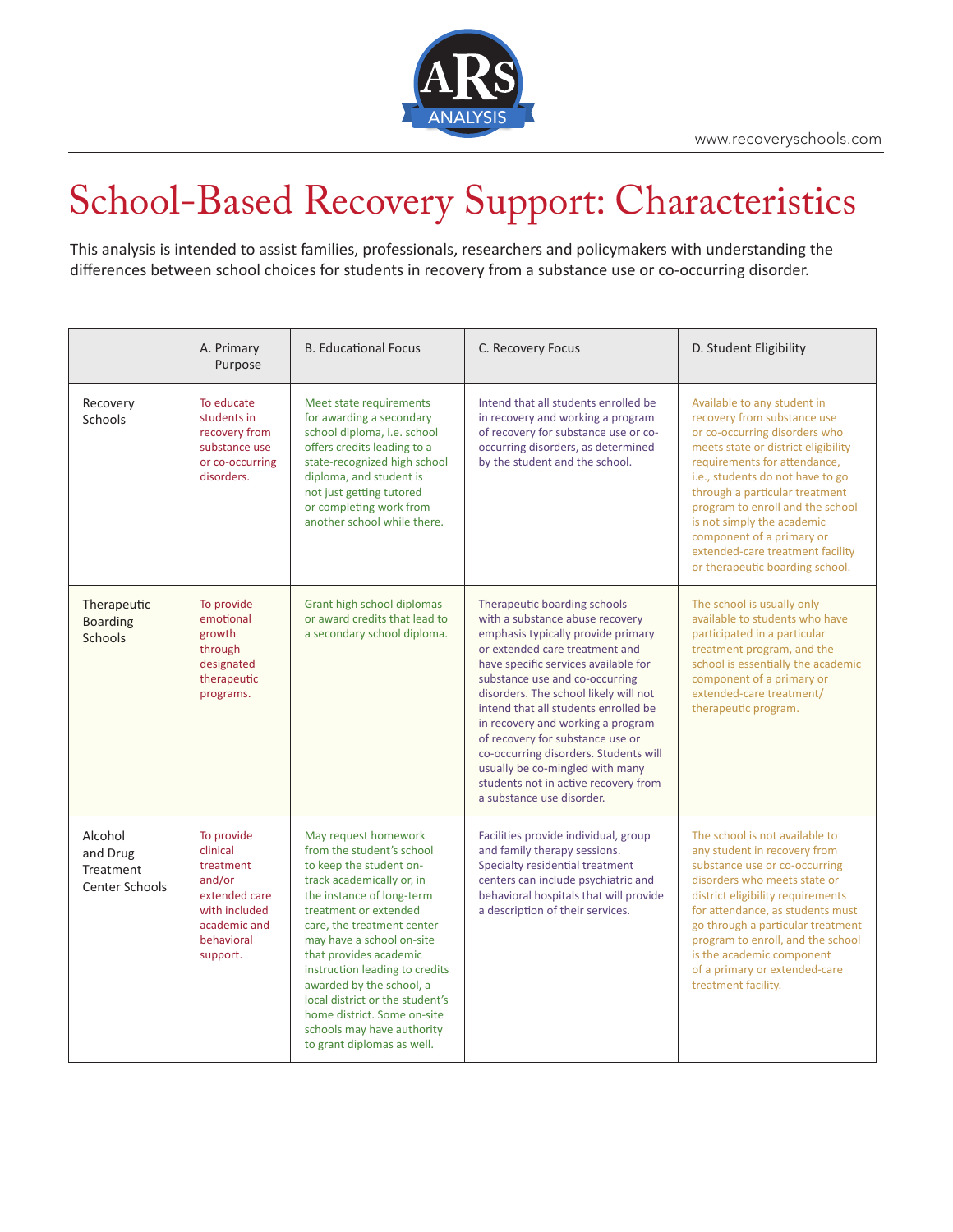www.recoveryschools.com

# School-Based Recovery Support: Characteristics

This analysis is intended to assist families, professionals, researchers and policymakers with understanding the differences between school choices for students in recovery from a substance use or co-occurring disorder.

| | A. Primary Purpose | B. Educational Focus | C. Recovery Focus | D. Student Eligibility |
|---|---|---|---|---|
| Recovery Schools | To educate students in recovery from substance use or co-occurring disorders. | Meet state requirements for awarding a secondary school diploma, i.e. school offers credits leading to a state-recognized high school diploma, and student is not just getting tutored or completing work from another school while there. | Intend that all students enrolled be in recovery and working a program of recovery for substance use or co-occurring disorders, as determined by the student and the school. | Available to any student in recovery from substance use or co-occurring disorders who meets state or district eligibility requirements for attendance, i.e., students do not have to go through a particular treatment program to enroll and the school is not simply the academic component of a primary or extended-care treatment facility or therapeutic boarding school. |
| Therapeutic Boarding Schools | To provide emotional growth through designated therapeutic programs. | Grant high school diplomas or award credits that lead to a secondary school diploma. | Therapeutic boarding schools with a substance abuse recovery emphasis typically provide primary or extended care treatment and have specific services available for substance use and co-occurring disorders. The school likely will not intend that all students enrolled be in recovery and working a program of recovery for substance use or co-occurring disorders. Students will usually be co-mingled with many students not in active recovery from a substance use disorder. | The school is usually only available to students who have participated in a particular treatment program, and the school is essentially the academic component of a primary or extended-care treatment/ therapeutic program. |
| Alcohol and Drug Treatment Center Schools | To provide clinical treatment and/or extended care with included academic and behavioral support. | May request homework from the student's school to keep the student on-track academically or, in the instance of long-term treatment or extended care, the treatment center may have a school on-site that provides academic instruction leading to credits awarded by the school, a local district or the student's home district. Some on-site schools may have authority to grant diplomas as well. | Facilities provide individual, group and family therapy sessions. Specialty residential treatment centers can include psychiatric and behavioral hospitals that will provide a description of their services. | The school is not available to any student in recovery from substance use or co-occurring disorders who meets state or district eligibility requirements for attendance, as students must go through a particular treatment program to enroll, and the school is the academic component of a primary or extended-care treatment facility. |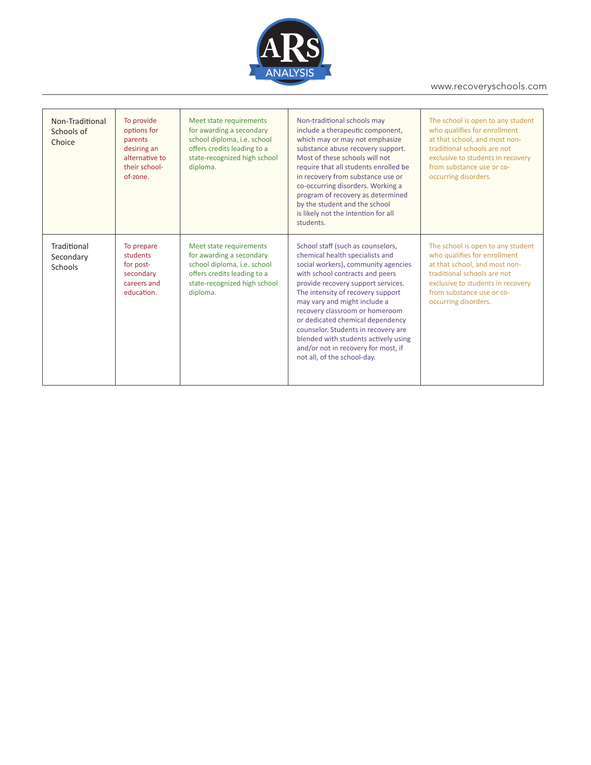| | | | | |
|---|---|---|---|---|
| Non-Traditional Schools of Choice | To provide options for parents desiring an alternative to their school-of-zone. | Meet state requirements for awarding a secondary school diploma, i.e. school offers credits leading to a state-recognized high school diploma. | Non-traditional schools may include a therapeutic component, which may or may not emphasize substance abuse recovery support. Most of these schools will not require that all students enrolled be in recovery from substance use or co-occurring disorders. Working a program of recovery as determined by the student and the school is likely not the intention for all students. | The school is open to any student who qualifies for enrollment at that school, and most non-traditional schools are not exclusive to students in recovery from substance use or co-occurring disorders. |
| Traditional Secondary Schools | To prepare students for post-secondary careers and education. | Meet state requirements for awarding a secondary school diploma, i.e. school offers credits leading to a state-recognized high school diploma. | School staff (such as counselors, chemical health specialists and social workers), community agencies with school contracts and peers provide recovery support services. The intensity of recovery support may vary and might include a recovery classroom or homeroom or dedicated chemical dependency counselor. Students in recovery are blended with students actively using and/or not in recovery for most, if not all, of the school-day. | The school is open to any student who qualifies for enrollment at that school, and most non-traditional schools are not exclusive to students in recovery from substance use or co-occurring disorders. |